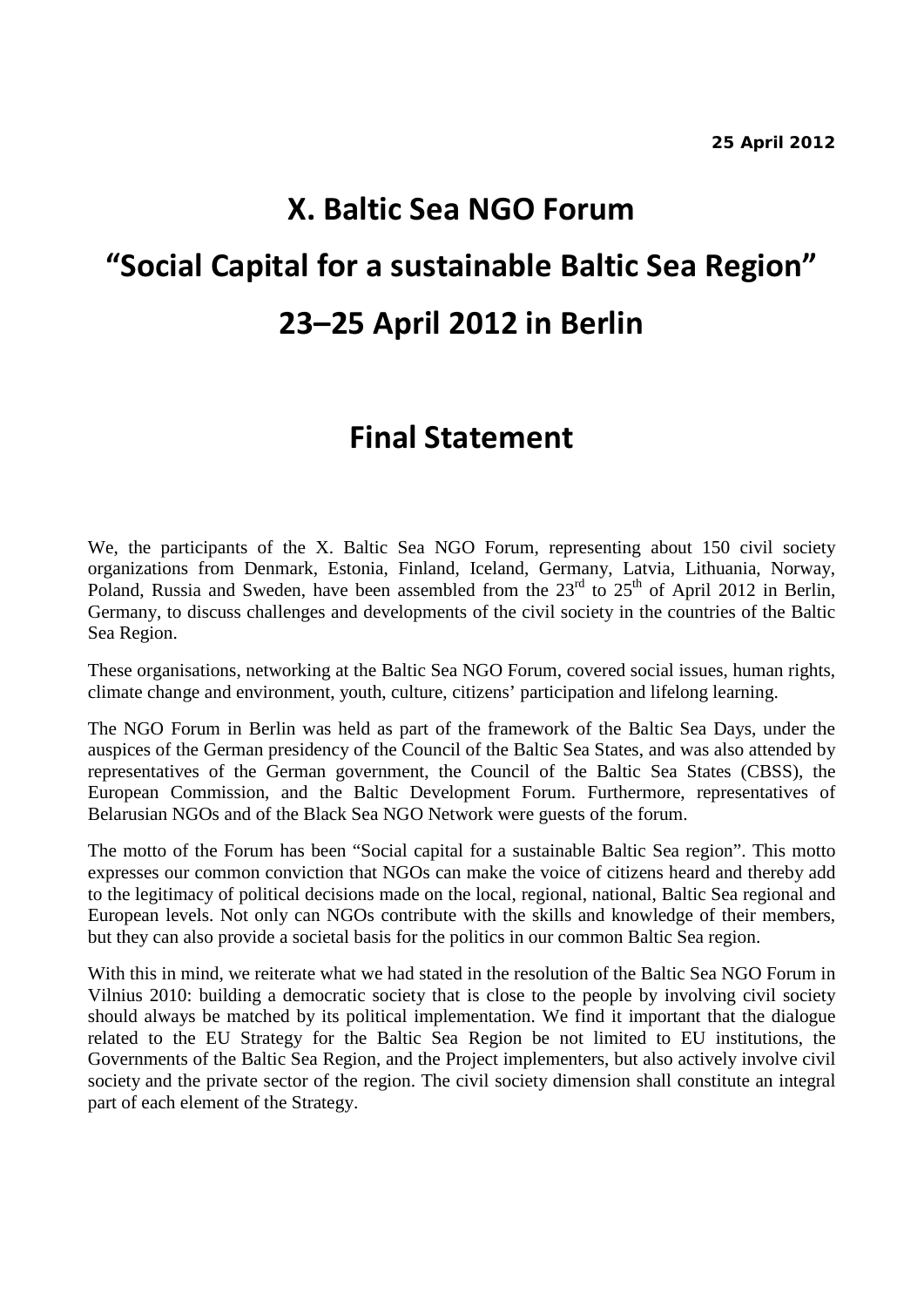**25 April 2012**

# X. Baltic Sea NGO Forum

# “Social Capital for a sustainable Baltic Sea Region”

# 23–25 April 2012 in Berlin

## Final Statement

We, the participants of the X. Baltic Sea NGO Forum, representing about 150 civil society organizations from Denmark, Estonia, Finland, Iceland, Germany, Latvia, Lithuania, Norway, Poland, Russia and Sweden, have been assembled from the 23rd to 25th of April 2012 in Berlin, Germany, to discuss challenges and developments of the civil society in the countries of the Baltic Sea Region.

These organisations, networking at the Baltic Sea NGO Forum, covered social issues, human rights, climate change and environment, youth, culture, citizens’ participation and lifelong learning.

The NGO Forum in Berlin was held as part of the framework of the Baltic Sea Days, under the auspices of the German presidency of the Council of the Baltic Sea States, and was also attended by representatives of the German government, the Council of the Baltic Sea States (CBSS), the European Commission, and the Baltic Development Forum. Furthermore, representatives of Belarusian NGOs and of the Black Sea NGO Network were guests of the forum.

The motto of the Forum has been “Social capital for a sustainable Baltic Sea region”. This motto expresses our common conviction that NGOs can make the voice of citizens heard and thereby add to the legitimacy of political decisions made on the local, regional, national, Baltic Sea regional and European levels. Not only can NGOs contribute with the skills and knowledge of their members, but they can also provide a societal basis for the politics in our common Baltic Sea region.

With this in mind, we reiterate what we had stated in the resolution of the Baltic Sea NGO Forum in Vilnius 2010: building a democratic society that is close to the people by involving civil society should always be matched by its political implementation. We find it important that the dialogue related to the EU Strategy for the Baltic Sea Region be not limited to EU institutions, the Governments of the Baltic Sea Region, and the Project implementers, but also actively involve civil society and the private sector of the region. The civil society dimension shall constitute an integral part of each element of the Strategy.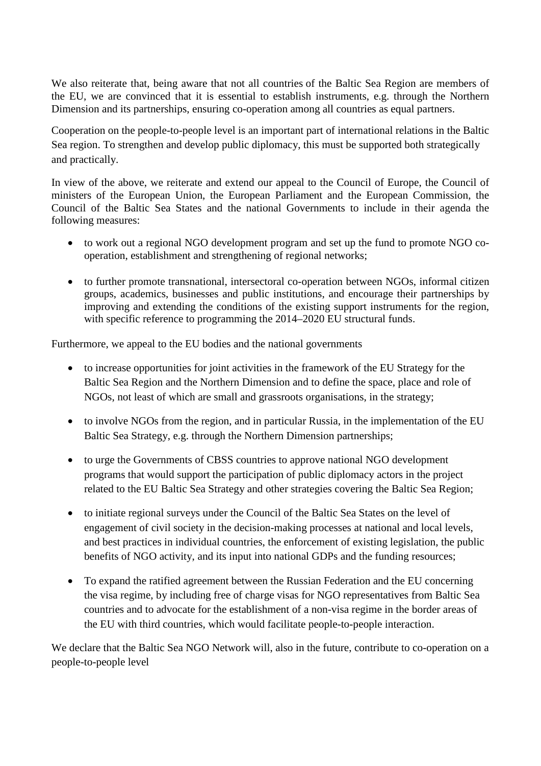We also reiterate that, being aware that not all countries of the Baltic Sea Region are members of the EU, we are convinced that it is essential to establish instruments, e.g. through the Northern Dimension and its partnerships, ensuring co-operation among all countries as equal partners.

Cooperation on the people-to-people level is an important part of international relations in the Baltic Sea region. To strengthen and develop public diplomacy, this must be supported both strategically and practically.

In view of the above, we reiterate and extend our appeal to the Council of Europe, the Council of ministers of the European Union, the European Parliament and the European Commission, the Council of the Baltic Sea States and the national Governments to include in their agenda the following measures:

- to work out a regional NGO development program and set up the fund to promote NGO co-operation, establishment and strengthening of regional networks;

- to further promote transnational, intersectoral co-operation between NGOs, informal citizen groups, academics, businesses and public institutions, and encourage their partnerships by improving and extending the conditions of the existing support instruments for the region, with specific reference to programming the 2014–2020 EU structural funds.

Furthermore, we appeal to the EU bodies and the national governments

- to increase opportunities for joint activities in the framework of the EU Strategy for the Baltic Sea Region and the Northern Dimension and to define the space, place and role of NGOs, not least of which are small and grassroots organisations, in the strategy;

- to involve NGOs from the region, and in particular Russia, in the implementation of the EU Baltic Sea Strategy, e.g. through the Northern Dimension partnerships;

- to urge the Governments of CBSS countries to approve national NGO development programs that would support the participation of public diplomacy actors in the project related to the EU Baltic Sea Strategy and other strategies covering the Baltic Sea Region;

- to initiate regional surveys under the Council of the Baltic Sea States on the level of engagement of civil society in the decision-making processes at national and local levels, and best practices in individual countries, the enforcement of existing legislation, the public benefits of NGO activity, and its input into national GDPs and the funding resources;

- To expand the ratified agreement between the Russian Federation and the EU concerning the visa regime, by including free of charge visas for NGO representatives from Baltic Sea countries and to advocate for the establishment of a non-visa regime in the border areas of the EU with third countries, which would facilitate people-to-people interaction.

We declare that the Baltic Sea NGO Network will, also in the future, contribute to co-operation on a people-to-people level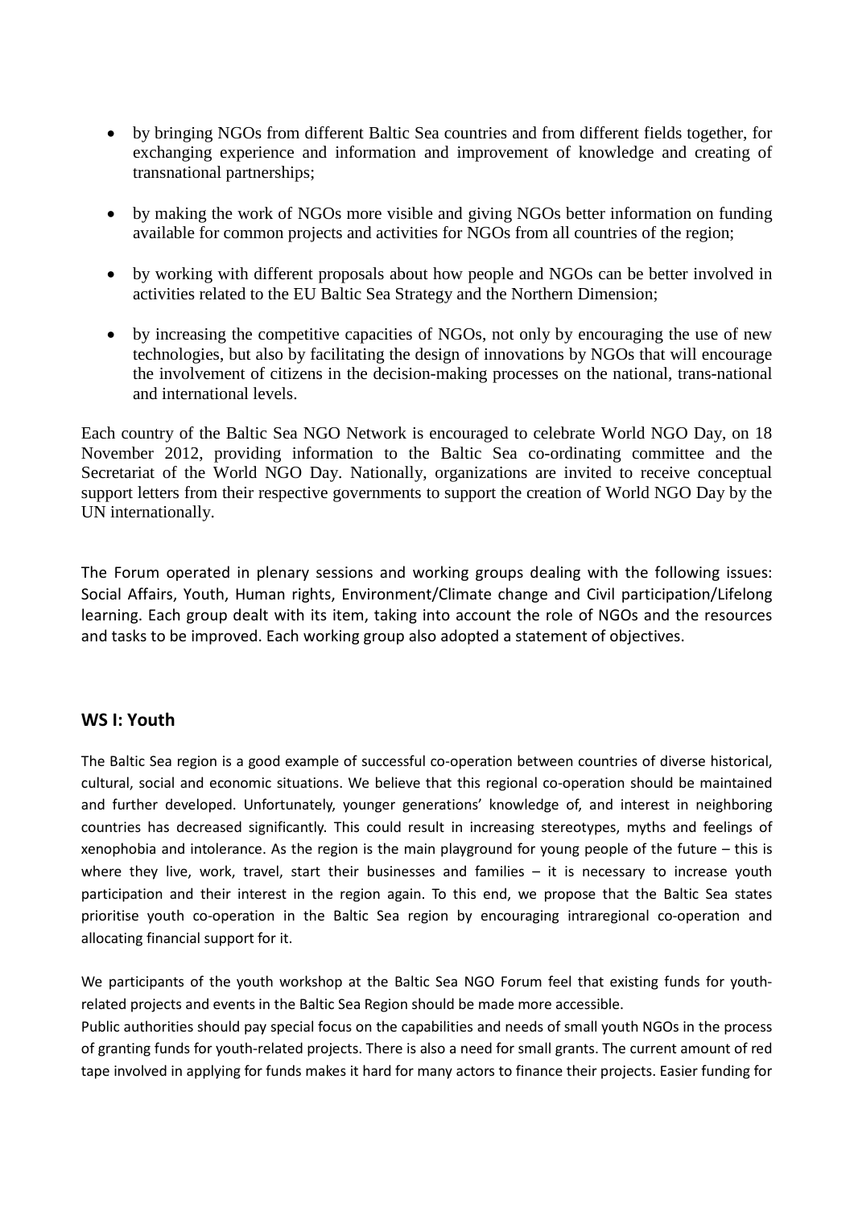- by bringing NGOs from different Baltic Sea countries and from different fields together, for exchanging experience and information and improvement of knowledge and creating of transnational partnerships;

- by making the work of NGOs more visible and giving NGOs better information on funding available for common projects and activities for NGOs from all countries of the region;

- by working with different proposals about how people and NGOs can be better involved in activities related to the EU Baltic Sea Strategy and the Northern Dimension;

- by increasing the competitive capacities of NGOs, not only by encouraging the use of new technologies, but also by facilitating the design of innovations by NGOs that will encourage the involvement of citizens in the decision-making processes on the national, trans-national and international levels.

Each country of the Baltic Sea NGO Network is encouraged to celebrate World NGO Day, on 18 November 2012, providing information to the Baltic Sea co-ordinating committee and the Secretariat of the World NGO Day. Nationally, organizations are invited to receive conceptual support letters from their respective governments to support the creation of World NGO Day by the UN internationally.

The Forum operated in plenary sessions and working groups dealing with the following issues: Social Affairs, Youth, Human rights, Environment/Climate change and Civil participation/Lifelong learning. Each group dealt with its item, taking into account the role of NGOs and the resources and tasks to be improved. Each working group also adopted a statement of objectives.

## WS I: Youth

The Baltic Sea region is a good example of successful co-operation between countries of diverse historical, cultural, social and economic situations. We believe that this regional co-operation should be maintained and further developed. Unfortunately, younger generations' knowledge of, and interest in neighboring countries has decreased significantly. This could result in increasing stereotypes, myths and feelings of xenophobia and intolerance. As the region is the main playground for young people of the future – this is where they live, work, travel, start their businesses and families – it is necessary to increase youth participation and their interest in the region again. To this end, we propose that the Baltic Sea states prioritise youth co-operation in the Baltic Sea region by encouraging intraregional co-operation and allocating financial support for it.

We participants of the youth workshop at the Baltic Sea NGO Forum feel that existing funds for youth-related projects and events in the Baltic Sea Region should be made more accessible.

Public authorities should pay special focus on the capabilities and needs of small youth NGOs in the process of granting funds for youth-related projects. There is also a need for small grants. The current amount of red tape involved in applying for funds makes it hard for many actors to finance their projects. Easier funding for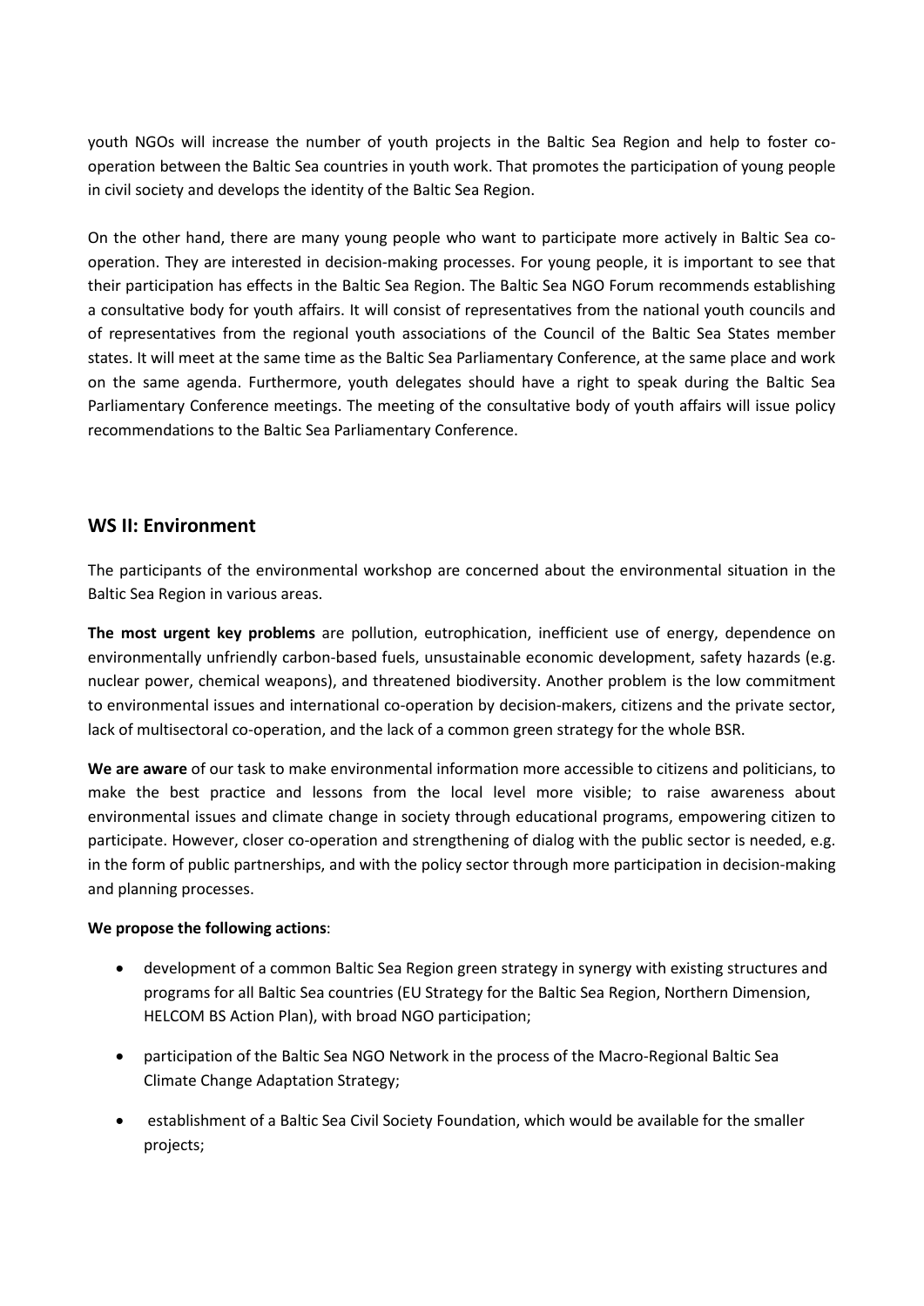youth NGOs will increase the number of youth projects in the Baltic Sea Region and help to foster co-operation between the Baltic Sea countries in youth work. That promotes the participation of young people in civil society and develops the identity of the Baltic Sea Region.

On the other hand, there are many young people who want to participate more actively in Baltic Sea co-operation. They are interested in decision-making processes. For young people, it is important to see that their participation has effects in the Baltic Sea Region. The Baltic Sea NGO Forum recommends establishing a consultative body for youth affairs. It will consist of representatives from the national youth councils and of representatives from the regional youth associations of the Council of the Baltic Sea States member states. It will meet at the same time as the Baltic Sea Parliamentary Conference, at the same place and work on the same agenda. Furthermore, youth delegates should have a right to speak during the Baltic Sea Parliamentary Conference meetings. The meeting of the consultative body of youth affairs will issue policy recommendations to the Baltic Sea Parliamentary Conference.

## WS II: Environment

The participants of the environmental workshop are concerned about the environmental situation in the Baltic Sea Region in various areas.

**The most urgent key problems** are pollution, eutrophication, inefficient use of energy, dependence on environmentally unfriendly carbon-based fuels, unsustainable economic development, safety hazards (e.g. nuclear power, chemical weapons), and threatened biodiversity. Another problem is the low commitment to environmental issues and international co-operation by decision-makers, citizens and the private sector, lack of multisectoral co-operation, and the lack of a common green strategy for the whole BSR.

**We are aware** of our task to make environmental information more accessible to citizens and politicians, to make the best practice and lessons from the local level more visible; to raise awareness about environmental issues and climate change in society through educational programs, empowering citizen to participate. However, closer co-operation and strengthening of dialog with the public sector is needed, e.g. in the form of public partnerships, and with the policy sector through more participation in decision-making and planning processes.

**We propose the following actions**:

- development of a common Baltic Sea Region green strategy in synergy with existing structures and programs for all Baltic Sea countries (EU Strategy for the Baltic Sea Region, Northern Dimension, HELCOM BS Action Plan), with broad NGO participation;
- participation of the Baltic Sea NGO Network in the process of the Macro-Regional Baltic Sea Climate Change Adaptation Strategy;
- establishment of a Baltic Sea Civil Society Foundation, which would be available for the smaller projects;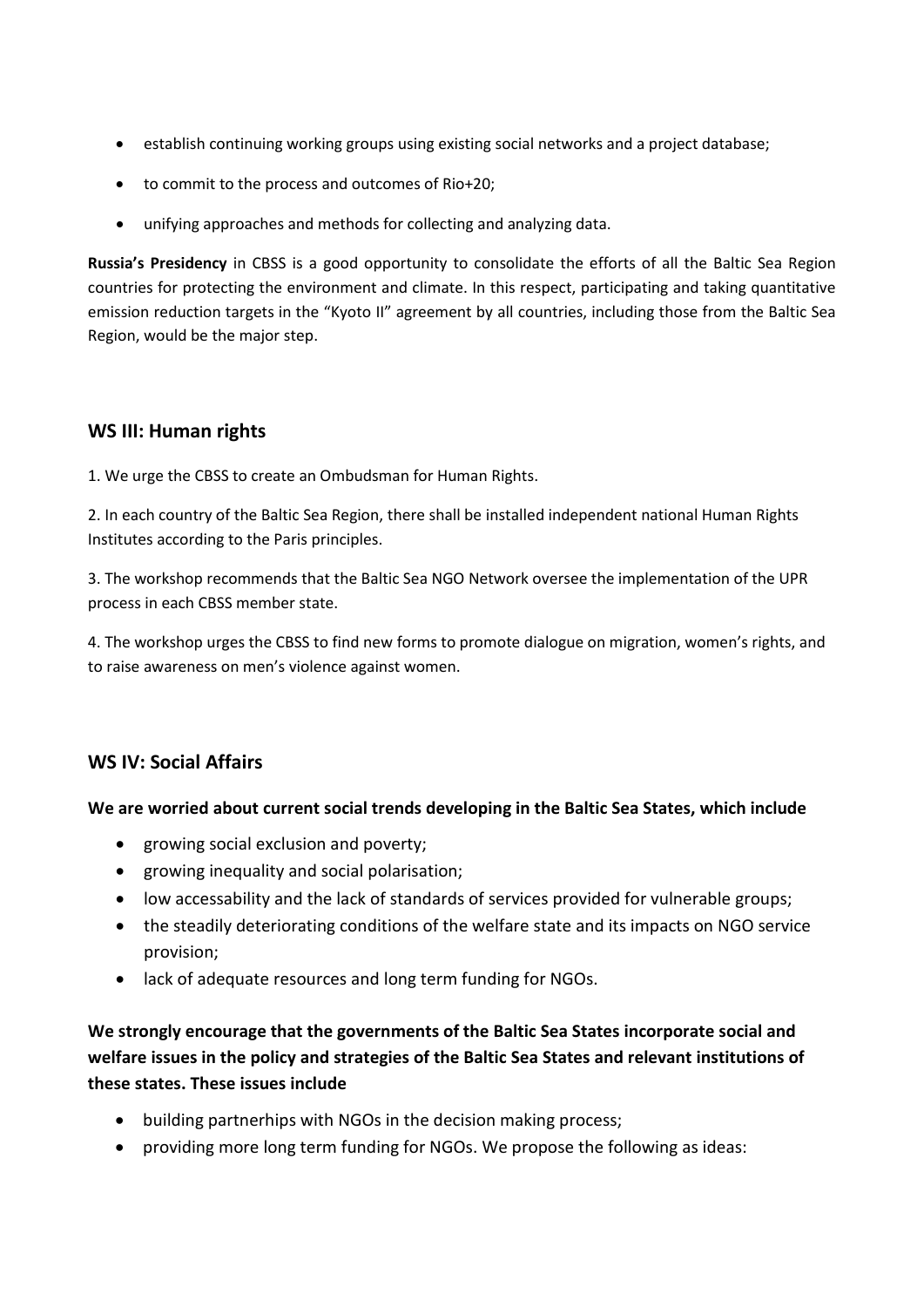- establish continuing working groups using existing social networks and a project database;
- to commit to the process and outcomes of Rio+20;
- unifying approaches and methods for collecting and analyzing data.

**Russia's Presidency** in CBSS is a good opportunity to consolidate the efforts of all the Baltic Sea Region countries for protecting the environment and climate. In this respect, participating and taking quantitative emission reduction targets in the "Kyoto II" agreement by all countries, including those from the Baltic Sea Region, would be the major step.

## WS III: Human rights

1. We urge the CBSS to create an Ombudsman for Human Rights.

2. In each country of the Baltic Sea Region, there shall be installed independent national Human Rights Institutes according to the Paris principles.

3. The workshop recommends that the Baltic Sea NGO Network oversee the implementation of the UPR process in each CBSS member state.

4. The workshop urges the CBSS to find new forms to promote dialogue on migration, women's rights, and to raise awareness on men's violence against women.

## WS IV: Social Affairs

**We are worried about current social trends developing in the Baltic Sea States, which include**

- growing social exclusion and poverty;
- growing inequality and social polarisation;
- low accessability and the lack of standards of services provided for vulnerable groups;
- the steadily deteriorating conditions of the welfare state and its impacts on NGO service provision;
- lack of adequate resources and long term funding for NGOs.

**We strongly encourage that the governments of the Baltic Sea States incorporate social and welfare issues in the policy and strategies of the Baltic Sea States and relevant institutions of these states. These issues include**

- building partnerhips with NGOs in the decision making process;
- providing more long term funding for NGOs. We propose the following as ideas: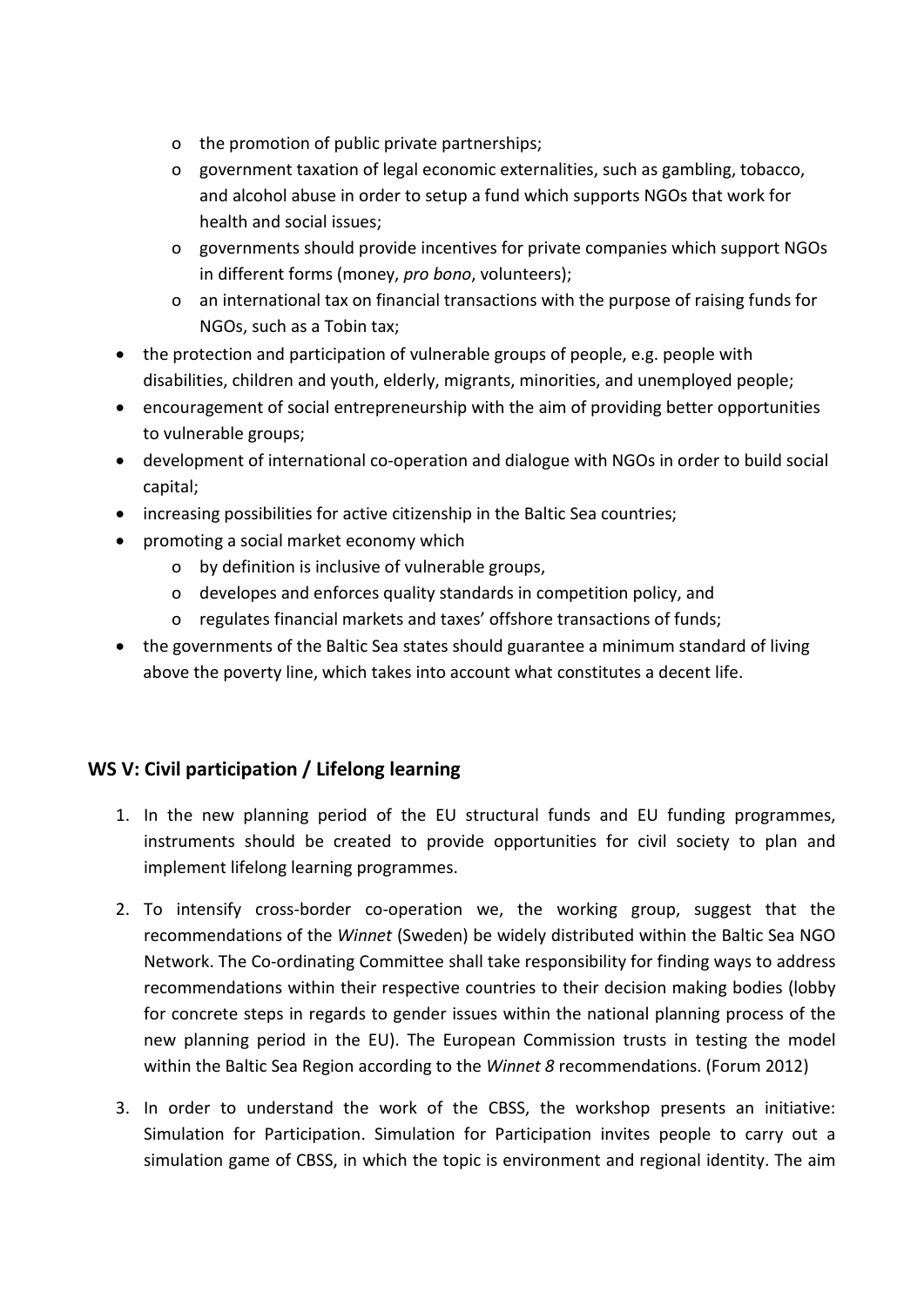- the promotion of public private partnerships;
  - government taxation of legal economic externalities, such as gambling, tobacco, and alcohol abuse in order to setup a fund which supports NGOs that work for health and social issues;
  - governments should provide incentives for private companies which support NGOs in different forms (money, *pro bono*, volunteers);
  - an international tax on financial transactions with the purpose of raising funds for NGOs, such as a Tobin tax;
- the protection and participation of vulnerable groups of people, e.g. people with disabilities, children and youth, elderly, migrants, minorities, and unemployed people;
- encouragement of social entrepreneurship with the aim of providing better opportunities to vulnerable groups;
- development of international co-operation and dialogue with NGOs in order to build social capital;
- increasing possibilities for active citizenship in the Baltic Sea countries;
- promoting a social market economy which
  - by definition is inclusive of vulnerable groups,
  - developes and enforces quality standards in competition policy, and
  - regulates financial markets and taxes' offshore transactions of funds;
- the governments of the Baltic Sea states should guarantee a minimum standard of living above the poverty line, which takes into account what constitutes a decent life.

## WS V: Civil participation / Lifelong learning

1. In the new planning period of the EU structural funds and EU funding programmes, instruments should be created to provide opportunities for civil society to plan and implement lifelong learning programmes.

2. To intensify cross-border co-operation we, the working group, suggest that the recommendations of the *Winnet* (Sweden) be widely distributed within the Baltic Sea NGO Network. The Co-ordinating Committee shall take responsibility for finding ways to address recommendations within their respective countries to their decision making bodies (lobby for concrete steps in regards to gender issues within the national planning process of the new planning period in the EU). The European Commission trusts in testing the model within the Baltic Sea Region according to the *Winnet 8* recommendations. (Forum 2012)

3. In order to understand the work of the CBSS, the workshop presents an initiative: Simulation for Participation. Simulation for Participation invites people to carry out a simulation game of CBSS, in which the topic is environment and regional identity. The aim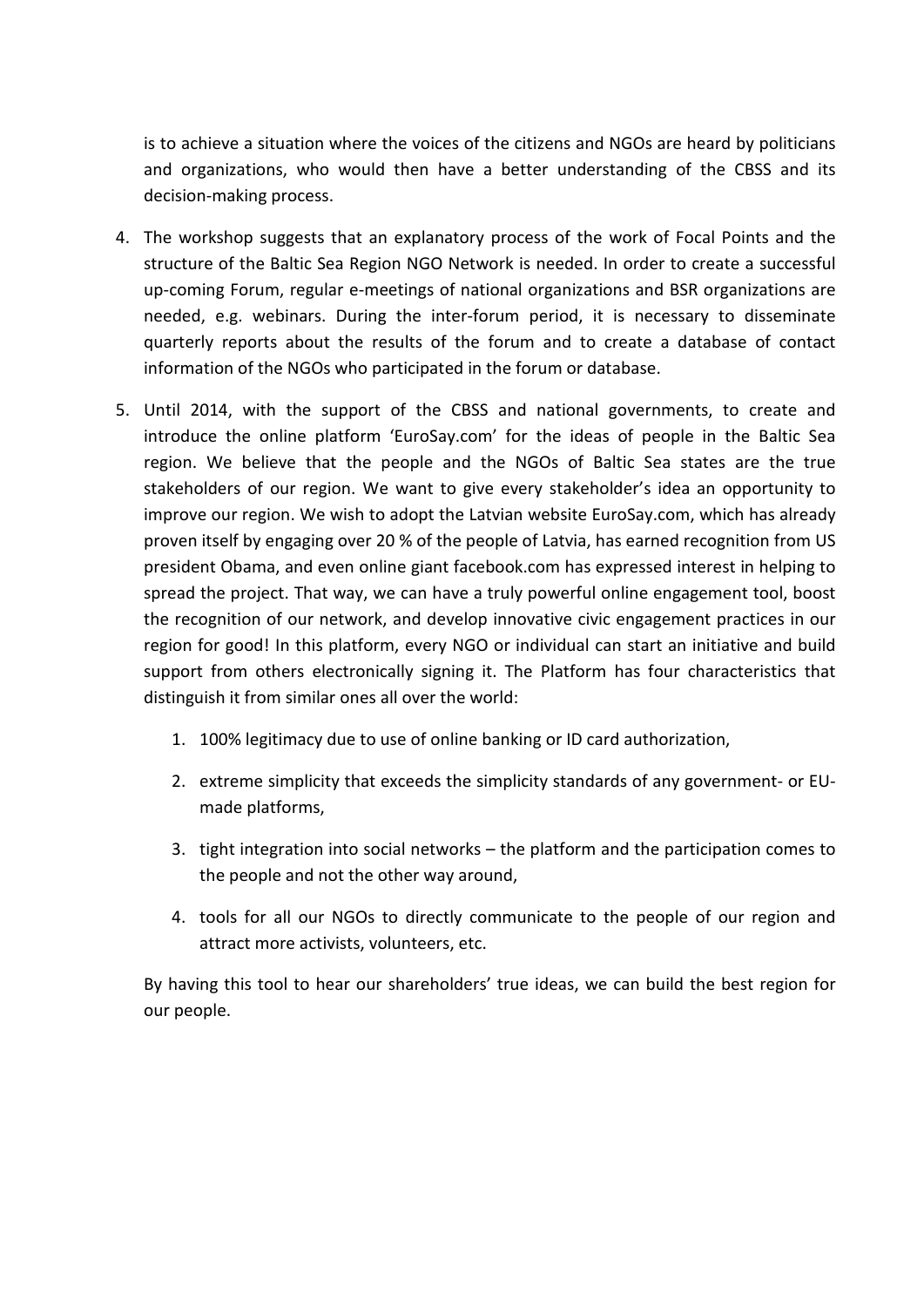is to achieve a situation where the voices of the citizens and NGOs are heard by politicians and organizations, who would then have a better understanding of the CBSS and its decision-making process.

4. The workshop suggests that an explanatory process of the work of Focal Points and the structure of the Baltic Sea Region NGO Network is needed. In order to create a successful up-coming Forum, regular e-meetings of national organizations and BSR organizations are needed, e.g. webinars. During the inter-forum period, it is necessary to disseminate quarterly reports about the results of the forum and to create a database of contact information of the NGOs who participated in the forum or database.

5. Until 2014, with the support of the CBSS and national governments, to create and introduce the online platform 'EuroSay.com' for the ideas of people in the Baltic Sea region. We believe that the people and the NGOs of Baltic Sea states are the true stakeholders of our region. We want to give every stakeholder's idea an opportunity to improve our region. We wish to adopt the Latvian website EuroSay.com, which has already proven itself by engaging over 20 % of the people of Latvia, has earned recognition from US president Obama, and even online giant facebook.com has expressed interest in helping to spread the project. That way, we can have a truly powerful online engagement tool, boost the recognition of our network, and develop innovative civic engagement practices in our region for good! In this platform, every NGO or individual can start an initiative and build support from others electronically signing it. The Platform has four characteristics that distinguish it from similar ones all over the world:

    1. 100% legitimacy due to use of online banking or ID card authorization,
    2. extreme simplicity that exceeds the simplicity standards of any government- or EU-made platforms,
    3. tight integration into social networks – the platform and the participation comes to the people and not the other way around,
    4. tools for all our NGOs to directly communicate to the people of our region and attract more activists, volunteers, etc.

   By having this tool to hear our shareholders' true ideas, we can build the best region for our people.